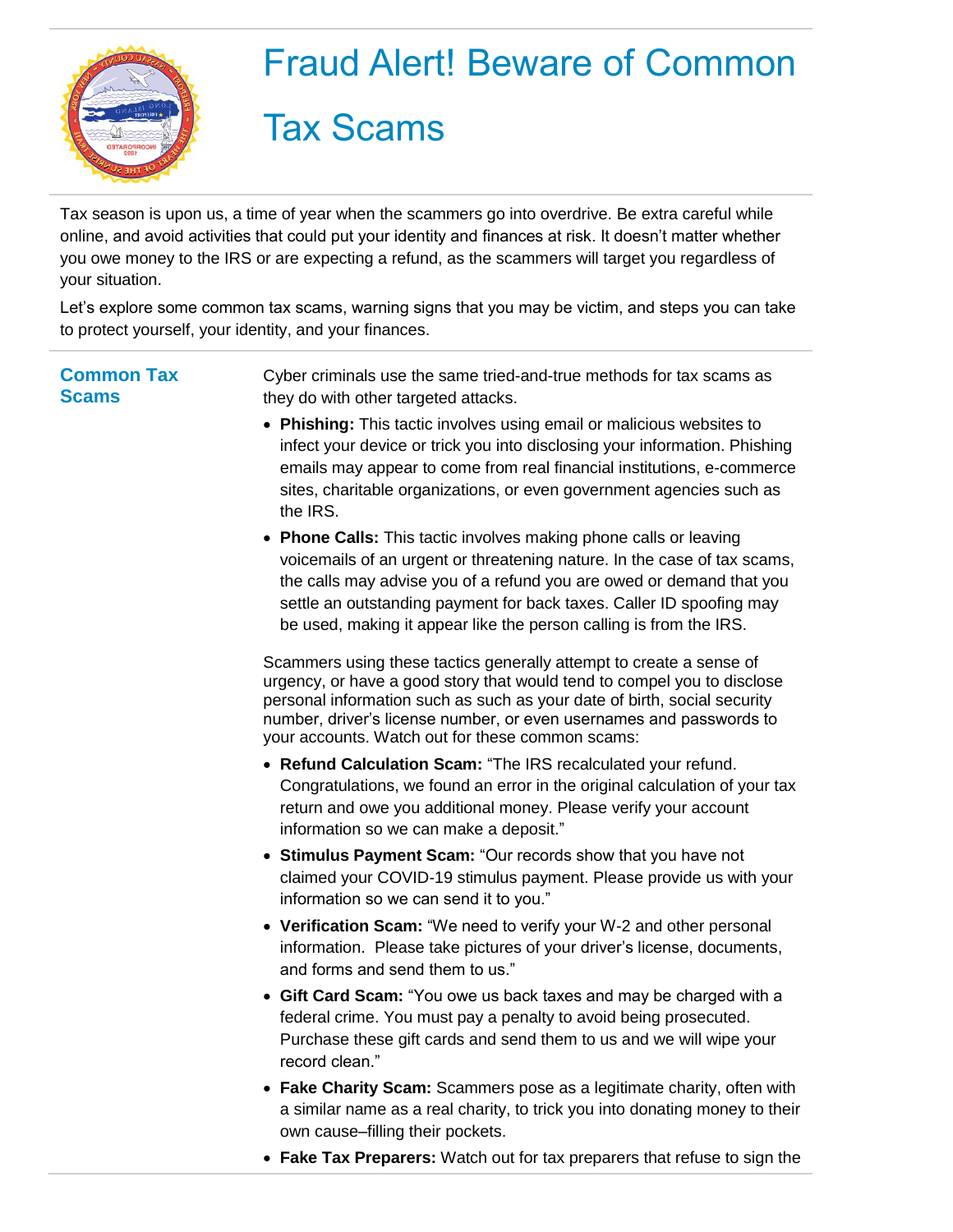# Fraud Alert! Beware of Common Tax Scams

Tax season is upon us, a time of year when the scammers go into overdrive. Be extra careful while online, and avoid activities that could put your identity and finances at risk. It doesn't matter whether you owe money to the IRS or are expecting a refund, as the scammers will target you regardless of your situation.

Let's explore some common tax scams, warning signs that you may be victim, and steps you can take to protect yourself, your identity, and your finances.

## Common Tax Scams

Cyber criminals use the same tried-and-true methods for tax scams as they do with other targeted attacks.

- **Phishing:** This tactic involves using email or malicious websites to infect your device or trick you into disclosing your information. Phishing emails may appear to come from real financial institutions, e-commerce sites, charitable organizations, or even government agencies such as the IRS.
- **Phone Calls:** This tactic involves making phone calls or leaving voicemails of an urgent or threatening nature. In the case of tax scams, the calls may advise you of a refund you are owed or demand that you settle an outstanding payment for back taxes. Caller ID spoofing may be used, making it appear like the person calling is from the IRS.

Scammers using these tactics generally attempt to create a sense of urgency, or have a good story that would tend to compel you to disclose personal information such as such as your date of birth, social security number, driver's license number, or even usernames and passwords to your accounts. Watch out for these common scams:

- **Refund Calculation Scam:** "The IRS recalculated your refund. Congratulations, we found an error in the original calculation of your tax return and owe you additional money. Please verify your account information so we can make a deposit."
- **Stimulus Payment Scam:** "Our records show that you have not claimed your COVID-19 stimulus payment. Please provide us with your information so we can send it to you."
- **Verification Scam:** "We need to verify your W-2 and other personal information. Please take pictures of your driver's license, documents, and forms and send them to us."
- **Gift Card Scam:** "You owe us back taxes and may be charged with a federal crime. You must pay a penalty to avoid being prosecuted. Purchase these gift cards and send them to us and we will wipe your record clean."
- **Fake Charity Scam:** Scammers pose as a legitimate charity, often with a similar name as a real charity, to trick you into donating money to their own cause–filling their pockets.
- **Fake Tax Preparers:** Watch out for tax preparers that refuse to sign the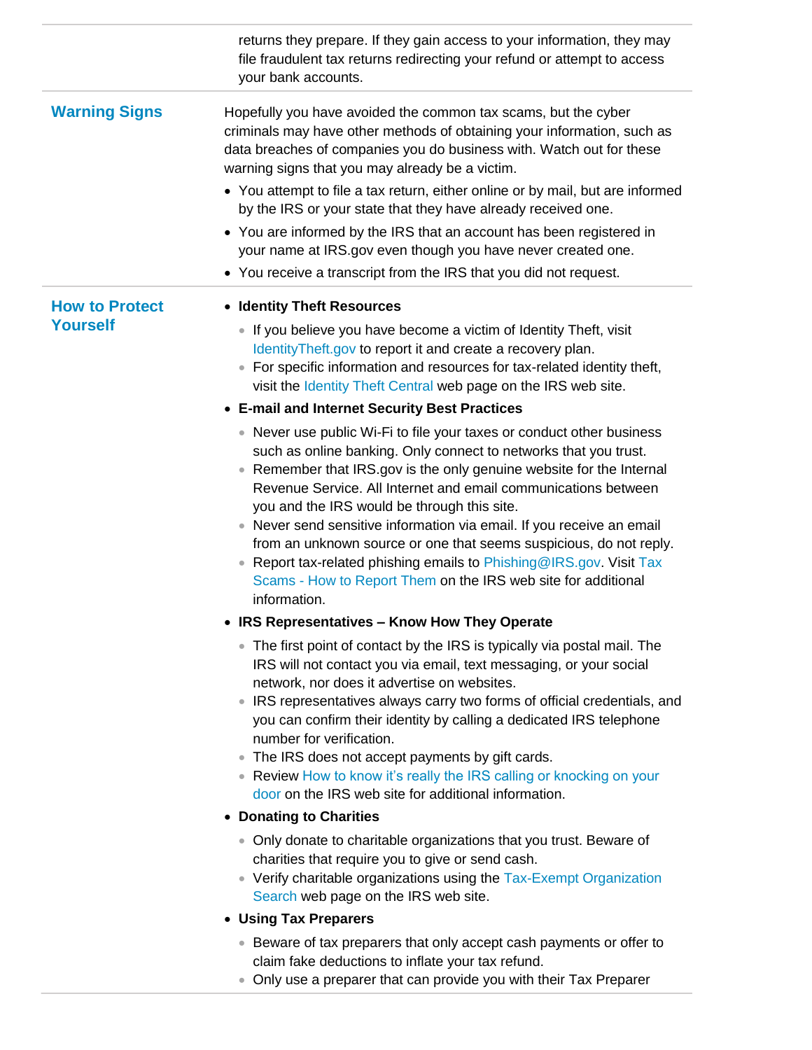returns they prepare. If they gain access to your information, they may file fraudulent tax returns redirecting your refund or attempt to access your bank accounts.

## Warning Signs

Hopefully you have avoided the common tax scams, but the cyber criminals may have other methods of obtaining your information, such as data breaches of companies you do business with. Watch out for these warning signs that you may already be a victim.

- You attempt to file a tax return, either online or by mail, but are informed by the IRS or your state that they have already received one.
- You are informed by the IRS that an account has been registered in your name at IRS.gov even though you have never created one.
- You receive a transcript from the IRS that you did not request.

## How to Protect Yourself

- **Identity Theft Resources**
  - If you believe you have become a victim of Identity Theft, visit IdentityTheft.gov to report it and create a recovery plan.
  - For specific information and resources for tax-related identity theft, visit the Identity Theft Central web page on the IRS web site.
- **E-mail and Internet Security Best Practices**
  - Never use public Wi-Fi to file your taxes or conduct other business such as online banking. Only connect to networks that you trust.
  - Remember that IRS.gov is the only genuine website for the Internal Revenue Service. All Internet and email communications between you and the IRS would be through this site.
  - Never send sensitive information via email. If you receive an email from an unknown source or one that seems suspicious, do not reply.
  - Report tax-related phishing emails to Phishing@IRS.gov. Visit Tax Scams - How to Report Them on the IRS web site for additional information.
- **IRS Representatives – Know How They Operate**
  - The first point of contact by the IRS is typically via postal mail. The IRS will not contact you via email, text messaging, or your social network, nor does it advertise on websites.
  - IRS representatives always carry two forms of official credentials, and you can confirm their identity by calling a dedicated IRS telephone number for verification.
  - The IRS does not accept payments by gift cards.
  - Review How to know it's really the IRS calling or knocking on your door on the IRS web site for additional information.
- **Donating to Charities**
  - Only donate to charitable organizations that you trust. Beware of charities that require you to give or send cash.
  - Verify charitable organizations using the Tax-Exempt Organization Search web page on the IRS web site.
- **Using Tax Preparers**
  - Beware of tax preparers that only accept cash payments or offer to claim fake deductions to inflate your tax refund.
  - Only use a preparer that can provide you with their Tax Preparer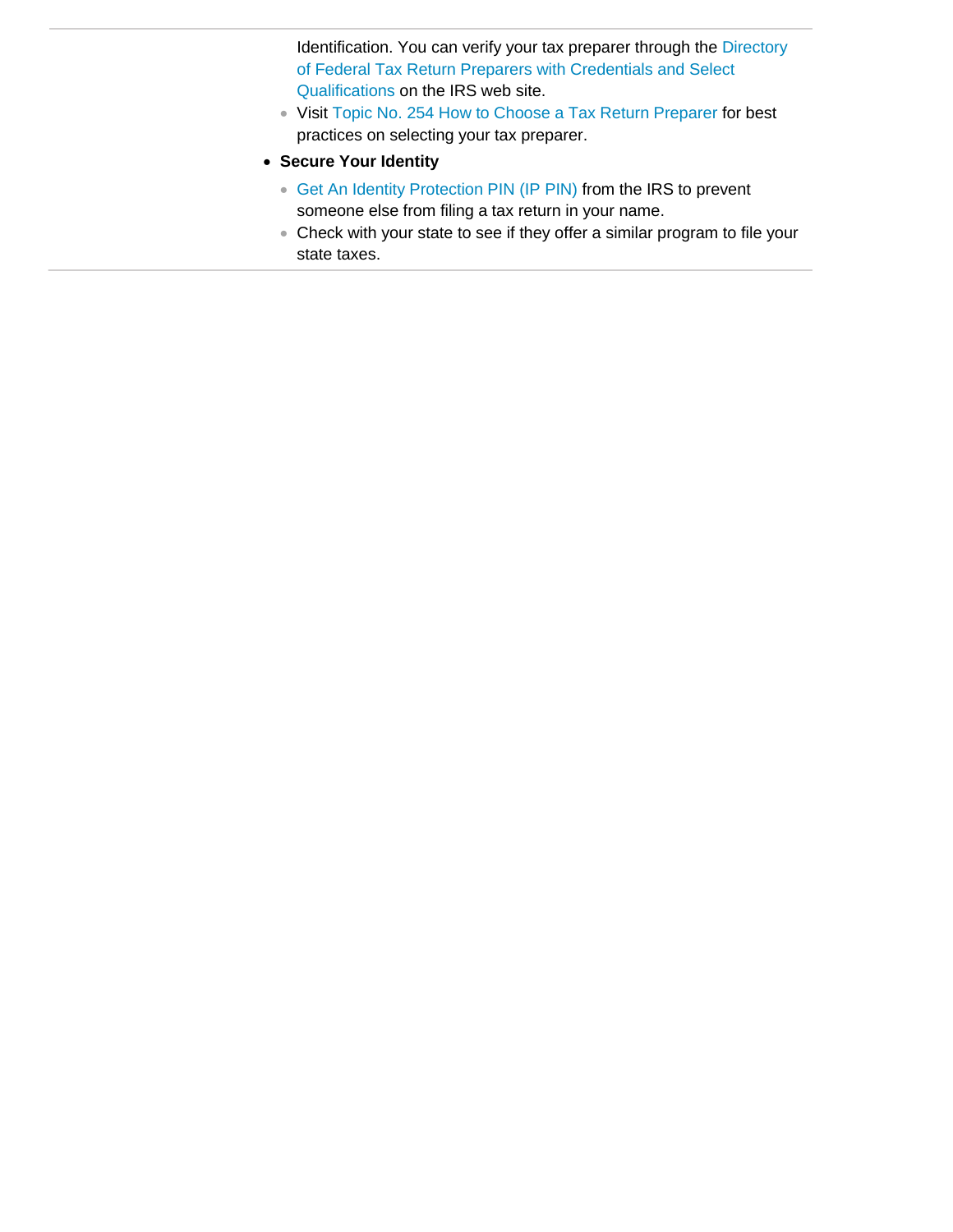Identification. You can verify your tax preparer through the Directory of Federal Tax Return Preparers with Credentials and Select Qualifications on the IRS web site.
  - Visit Topic No. 254 How to Choose a Tax Return Preparer for best practices on selecting your tax preparer.
- **Secure Your Identity**
  - Get An Identity Protection PIN (IP PIN) from the IRS to prevent someone else from filing a tax return in your name.
  - Check with your state to see if they offer a similar program to file your state taxes.